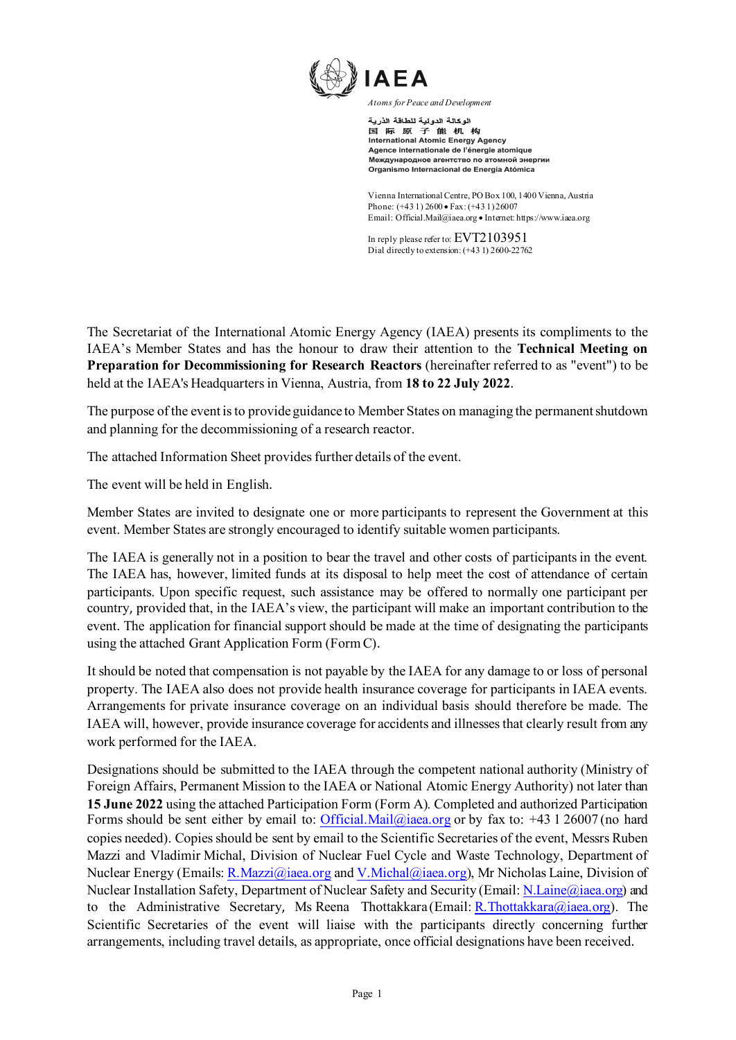IAEA

*Atoms for Peace and Development*

الوكالة الدولية للطاقة الذرية
国 际 原 子 能 机 构
International Atomic Energy Agency
Agence internationale de l'énergie atomique
Международное агентство по атомной энергии
Organismo Internacional de Energía Atómica

Vienna International Centre, PO Box 100, 1400 Vienna, Austria
Phone: (+43 1) 2600 • Fax: (+43 1) 26007
Email: Official.Mail@iaea.org • Internet: https://www.iaea.org

In reply please refer to: EVT2103951
Dial directly to extension: (+43 1) 2600-22762

The Secretariat of the International Atomic Energy Agency (IAEA) presents its compliments to the IAEA's Member States and has the honour to draw their attention to the **Technical Meeting on Preparation for Decommissioning for Research Reactors** (hereinafter referred to as "event") to be held at the IAEA's Headquarters in Vienna, Austria, from **18 to 22 July 2022**.

The purpose of the event is to provide guidance to Member States on managing the permanent shutdown and planning for the decommissioning of a research reactor.

The attached Information Sheet provides further details of the event.

The event will be held in English.

Member States are invited to designate one or more participants to represent the Government at this event. Member States are strongly encouraged to identify suitable women participants.

The IAEA is generally not in a position to bear the travel and other costs of participants in the event. The IAEA has, however, limited funds at its disposal to help meet the cost of attendance of certain participants. Upon specific request, such assistance may be offered to normally one participant per country, provided that, in the IAEA's view, the participant will make an important contribution to the event. The application for financial support should be made at the time of designating the participants using the attached Grant Application Form (Form C).

It should be noted that compensation is not payable by the IAEA for any damage to or loss of personal property. The IAEA also does not provide health insurance coverage for participants in IAEA events. Arrangements for private insurance coverage on an individual basis should therefore be made. The IAEA will, however, provide insurance coverage for accidents and illnesses that clearly result from any work performed for the IAEA.

Designations should be submitted to the IAEA through the competent national authority (Ministry of Foreign Affairs, Permanent Mission to the IAEA or National Atomic Energy Authority) not later than **15 June 2022** using the attached Participation Form (Form A). Completed and authorized Participation Forms should be sent either by email to: Official.Mail@iaea.org or by fax to: +43 1 26007 (no hard copies needed). Copies should be sent by email to the Scientific Secretaries of the event, Messrs Ruben Mazzi and Vladimir Michal, Division of Nuclear Fuel Cycle and Waste Technology, Department of Nuclear Energy (Emails: R.Mazzi@iaea.org and V.Michal@iaea.org), Mr Nicholas Laine, Division of Nuclear Installation Safety, Department of Nuclear Safety and Security (Email: N.Laine@iaea.org) and to the Administrative Secretary, Ms Reena Thottakkara (Email: R.Thottakkara@iaea.org). The Scientific Secretaries of the event will liaise with the participants directly concerning further arrangements, including travel details, as appropriate, once official designations have been received.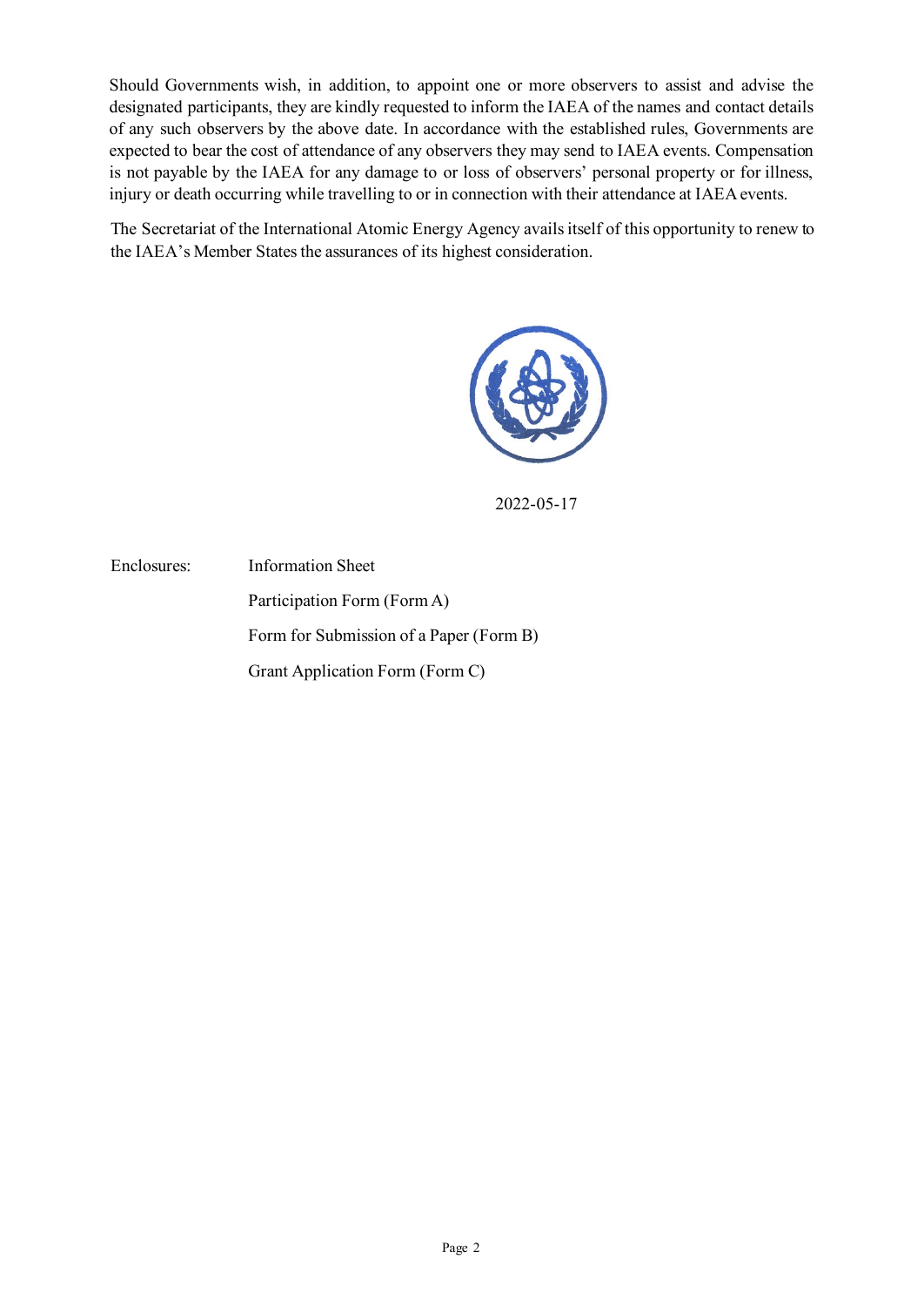Should Governments wish, in addition, to appoint one or more observers to assist and advise the designated participants, they are kindly requested to inform the IAEA of the names and contact details of any such observers by the above date. In accordance with the established rules, Governments are expected to bear the cost of attendance of any observers they may send to IAEA events. Compensation is not payable by the IAEA for any damage to or loss of observers' personal property or for illness, injury or death occurring while travelling to or in connection with their attendance at IAEA events.

The Secretariat of the International Atomic Energy Agency avails itself of this opportunity to renew to the IAEA's Member States the assurances of its highest consideration.

2022-05-17

Enclosures:

- Information Sheet
- Participation Form (Form A)
- Form for Submission of a Paper (Form B)
- Grant Application Form (Form C)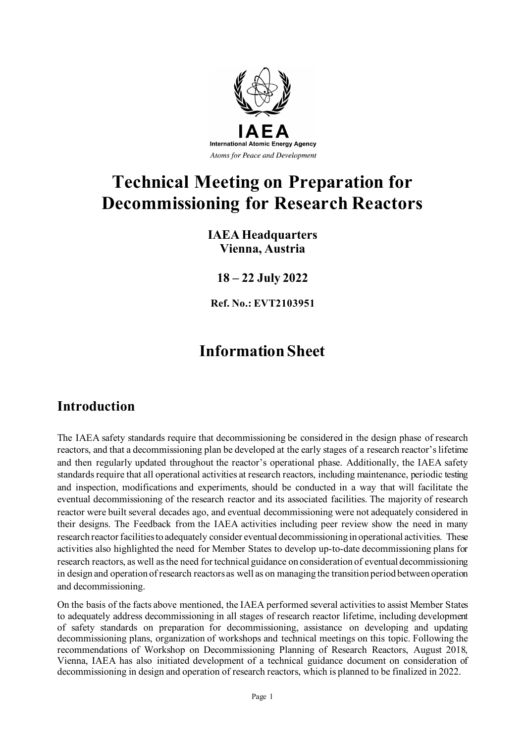IAEA

International Atomic Energy Agency

*Atoms for Peace and Development*

# Technical Meeting on Preparation for Decommissioning for Research Reactors

**IAEA Headquarters**
**Vienna, Austria**

**18 – 22 July 2022**

**Ref. No.: EVT2103951**

# Information Sheet

## Introduction

The IAEA safety standards require that decommissioning be considered in the design phase of research reactors, and that a decommissioning plan be developed at the early stages of a research reactor's lifetime and then regularly updated throughout the reactor's operational phase. Additionally, the IAEA safety standards require that all operational activities at research reactors, including maintenance, periodic testing and inspection, modifications and experiments, should be conducted in a way that will facilitate the eventual decommissioning of the research reactor and its associated facilities. The majority of research reactor were built several decades ago, and eventual decommissioning were not adequately considered in their designs. The Feedback from the IAEA activities including peer review show the need in many research reactor facilities to adequately consider eventual decommissioning in operational activities. These activities also highlighted the need for Member States to develop up-to-date decommissioning plans for research reactors, as well as the need for technical guidance on consideration of eventual decommissioning in design and operation of research reactors as well as on managing the transition period between operation and decommissioning.

On the basis of the facts above mentioned, the IAEA performed several activities to assist Member States to adequately address decommissioning in all stages of research reactor lifetime, including development of safety standards on preparation for decommissioning, assistance on developing and updating decommissioning plans, organization of workshops and technical meetings on this topic. Following the recommendations of Workshop on Decommissioning Planning of Research Reactors, August 2018, Vienna, IAEA has also initiated development of a technical guidance document on consideration of decommissioning in design and operation of research reactors, which is planned to be finalized in 2022.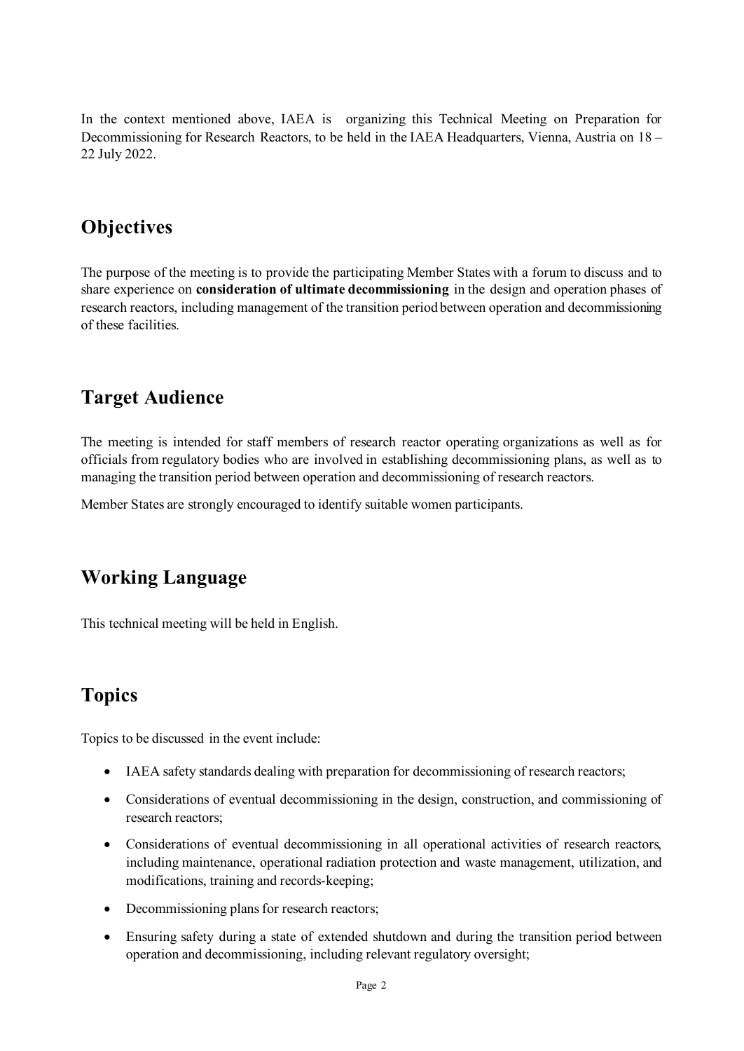In the context mentioned above, IAEA is organizing this Technical Meeting on Preparation for Decommissioning for Research Reactors, to be held in the IAEA Headquarters, Vienna, Austria on 18 – 22 July 2022.

## Objectives

The purpose of the meeting is to provide the participating Member States with a forum to discuss and to share experience on **consideration of ultimate decommissioning** in the design and operation phases of research reactors, including management of the transition period between operation and decommissioning of these facilities.

## Target Audience

The meeting is intended for staff members of research reactor operating organizations as well as for officials from regulatory bodies who are involved in establishing decommissioning plans, as well as to managing the transition period between operation and decommissioning of research reactors.

Member States are strongly encouraged to identify suitable women participants.

## Working Language

This technical meeting will be held in English.

## Topics

Topics to be discussed in the event include:

- IAEA safety standards dealing with preparation for decommissioning of research reactors;
- Considerations of eventual decommissioning in the design, construction, and commissioning of research reactors;
- Considerations of eventual decommissioning in all operational activities of research reactors, including maintenance, operational radiation protection and waste management, utilization, and modifications, training and records-keeping;
- Decommissioning plans for research reactors;
- Ensuring safety during a state of extended shutdown and during the transition period between operation and decommissioning, including relevant regulatory oversight;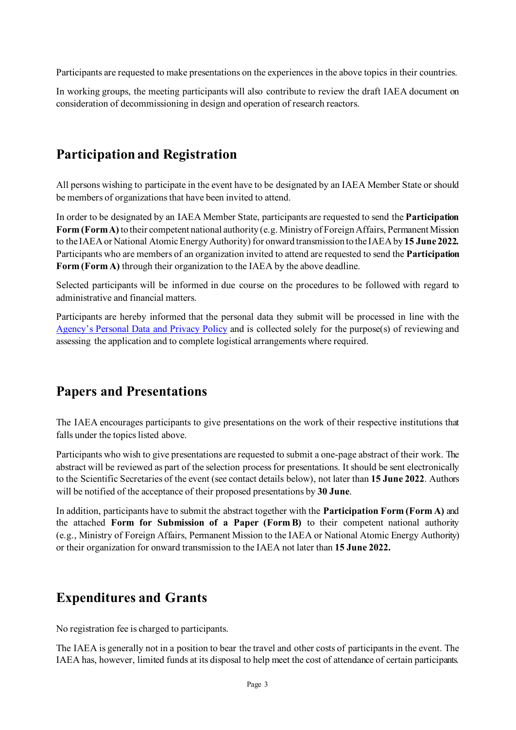Participants are requested to make presentations on the experiences in the above topics in their countries.

In working groups, the meeting participants will also contribute to review the draft IAEA document on consideration of decommissioning in design and operation of research reactors.

## Participation and Registration

All persons wishing to participate in the event have to be designated by an IAEA Member State or should be members of organizations that have been invited to attend.

In order to be designated by an IAEA Member State, participants are requested to send the **Participation Form (Form A)** to their competent national authority (e.g. Ministry of Foreign Affairs, Permanent Mission to the IAEA or National Atomic Energy Authority) for onward transmission to the IAEA by **15 June 2022.** Participants who are members of an organization invited to attend are requested to send the **Participation Form (Form A)** through their organization to the IAEA by the above deadline.

Selected participants will be informed in due course on the procedures to be followed with regard to administrative and financial matters.

Participants are hereby informed that the personal data they submit will be processed in line with the Agency's Personal Data and Privacy Policy and is collected solely for the purpose(s) of reviewing and assessing the application and to complete logistical arrangements where required.

## Papers and Presentations

The IAEA encourages participants to give presentations on the work of their respective institutions that falls under the topics listed above.

Participants who wish to give presentations are requested to submit a one-page abstract of their work. The abstract will be reviewed as part of the selection process for presentations. It should be sent electronically to the Scientific Secretaries of the event (see contact details below), not later than **15 June 2022**. Authors will be notified of the acceptance of their proposed presentations by **30 June**.

In addition, participants have to submit the abstract together with the **Participation Form (Form A)** and the attached **Form for Submission of a Paper (Form B)** to their competent national authority (e.g., Ministry of Foreign Affairs, Permanent Mission to the IAEA or National Atomic Energy Authority) or their organization for onward transmission to the IAEA not later than **15 June 2022.**

## Expenditures and Grants

No registration fee is charged to participants.

The IAEA is generally not in a position to bear the travel and other costs of participants in the event. The IAEA has, however, limited funds at its disposal to help meet the cost of attendance of certain participants.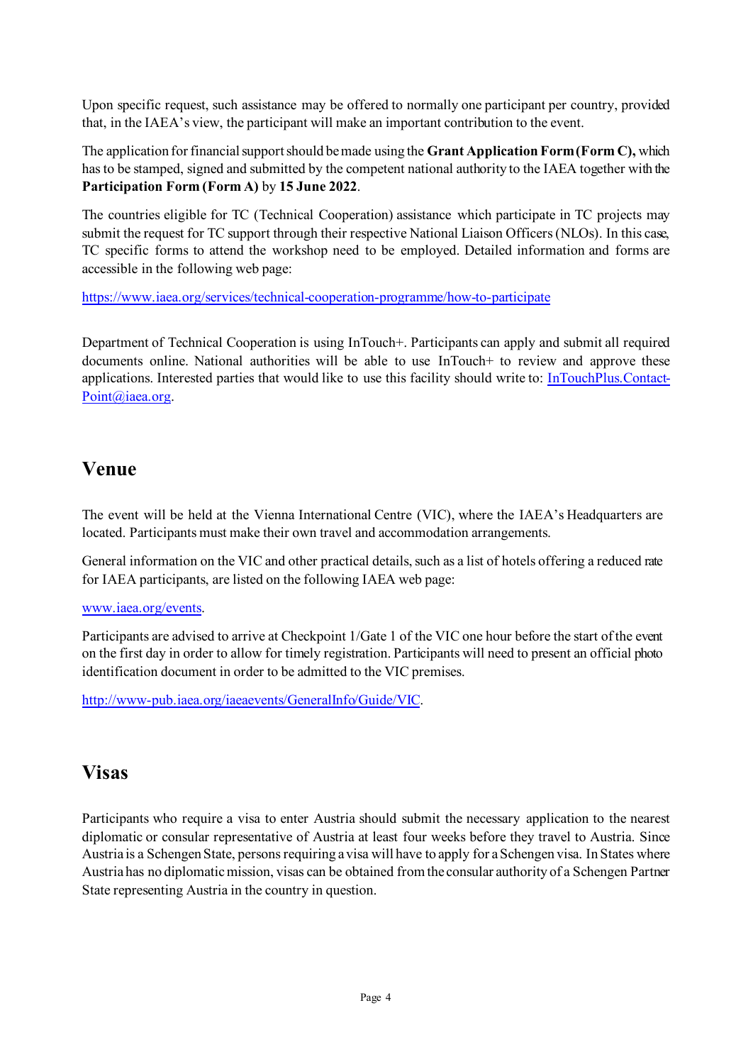Upon specific request, such assistance may be offered to normally one participant per country, provided that, in the IAEA's view, the participant will make an important contribution to the event.

The application for financial support should be made using the **Grant Application Form (Form C),** which has to be stamped, signed and submitted by the competent national authority to the IAEA together with the **Participation Form (Form A)** by **15 June 2022**.

The countries eligible for TC (Technical Cooperation) assistance which participate in TC projects may submit the request for TC support through their respective National Liaison Officers (NLOs). In this case, TC specific forms to attend the workshop need to be employed. Detailed information and forms are accessible in the following web page:

https://www.iaea.org/services/technical-cooperation-programme/how-to-participate

Department of Technical Cooperation is using InTouch+. Participants can apply and submit all required documents online. National authorities will be able to use InTouch+ to review and approve these applications. Interested parties that would like to use this facility should write to: InTouchPlus.Contact-Point@iaea.org.

## Venue

The event will be held at the Vienna International Centre (VIC), where the IAEA's Headquarters are located. Participants must make their own travel and accommodation arrangements.

General information on the VIC and other practical details, such as a list of hotels offering a reduced rate for IAEA participants, are listed on the following IAEA web page:

www.iaea.org/events.

Participants are advised to arrive at Checkpoint 1/Gate 1 of the VIC one hour before the start of the event on the first day in order to allow for timely registration. Participants will need to present an official photo identification document in order to be admitted to the VIC premises.

http://www-pub.iaea.org/iaeaevents/GeneralInfo/Guide/VIC.

## Visas

Participants who require a visa to enter Austria should submit the necessary application to the nearest diplomatic or consular representative of Austria at least four weeks before they travel to Austria. Since Austria is a Schengen State, persons requiring a visa will have to apply for a Schengen visa. In States where Austria has no diplomatic mission, visas can be obtained from the consular authority of a Schengen Partner State representing Austria in the country in question.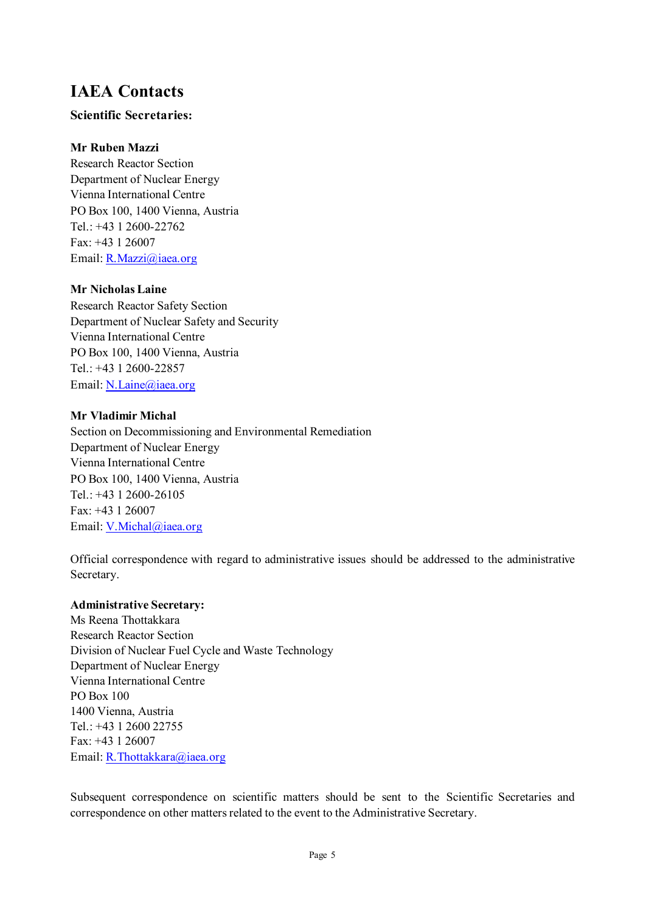# IAEA Contacts

### Scientific Secretaries:

**Mr Ruben Mazzi**
Research Reactor Section
Department of Nuclear Energy
Vienna International Centre
PO Box 100, 1400 Vienna, Austria
Tel.: +43 1 2600-22762
Fax: +43 1 26007
Email: R.Mazzi@iaea.org

**Mr Nicholas Laine**
Research Reactor Safety Section
Department of Nuclear Safety and Security
Vienna International Centre
PO Box 100, 1400 Vienna, Austria
Tel.: +43 1 2600-22857
Email: N.Laine@iaea.org

**Mr Vladimir Michal**
Section on Decommissioning and Environmental Remediation
Department of Nuclear Energy
Vienna International Centre
PO Box 100, 1400 Vienna, Austria
Tel.: +43 1 2600-26105
Fax: +43 1 26007
Email: V.Michal@iaea.org

Official correspondence with regard to administrative issues should be addressed to the administrative Secretary.

**Administrative Secretary:**
Ms Reena Thottakkara
Research Reactor Section
Division of Nuclear Fuel Cycle and Waste Technology
Department of Nuclear Energy
Vienna International Centre
PO Box 100
1400 Vienna, Austria
Tel.: +43 1 2600 22755
Fax: +43 1 26007
Email: R.Thottakkara@iaea.org

Subsequent correspondence on scientific matters should be sent to the Scientific Secretaries and correspondence on other matters related to the event to the Administrative Secretary.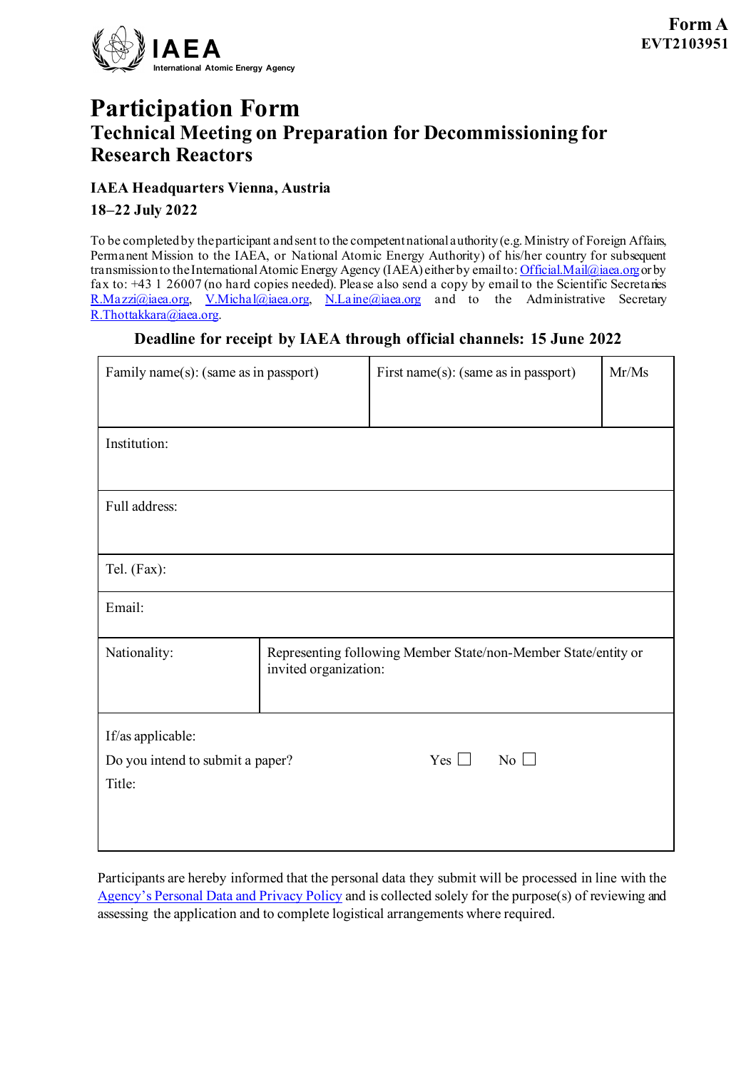**Form A**
**EVT2103951**

IAEA
International Atomic Energy Agency

# Participation Form

## Technical Meeting on Preparation for Decommissioning for Research Reactors

### IAEA Headquarters Vienna, Austria

### 18–22 July 2022

To be completed by the participant and sent to the competent national authority (e.g. Ministry of Foreign Affairs, Permanent Mission to the IAEA, or National Atomic Energy Authority) of his/her country for subsequent transmission to the International Atomic Energy Agency (IAEA) either by email to: Official.Mail@iaea.org or by fax to: +43 1 26007 (no hard copies needed). Please also send a copy by email to the Scientific Secretaries R.Mazzi@iaea.org, V.Michal@iaea.org, N.Laine@iaea.org and to the Administrative Secretary R.Thottakkara@iaea.org.

**Deadline for receipt by IAEA through official channels: 15 June 2022**

| Family name(s): (same as in passport) | First name(s): (same as in passport) | Mr/Ms |
|---|---|---|
| Institution: | | |
| Full address: | | |
| Tel. (Fax): | | |
| Email: | | |
| Nationality: | Representing following Member State/non-Member State/entity or invited organization: | |
| If/as applicable:<br>Do you intend to submit a paper? Yes ☐ No ☐<br>Title: | | |

Participants are hereby informed that the personal data they submit will be processed in line with the Agency's Personal Data and Privacy Policy and is collected solely for the purpose(s) of reviewing and assessing the application and to complete logistical arrangements where required.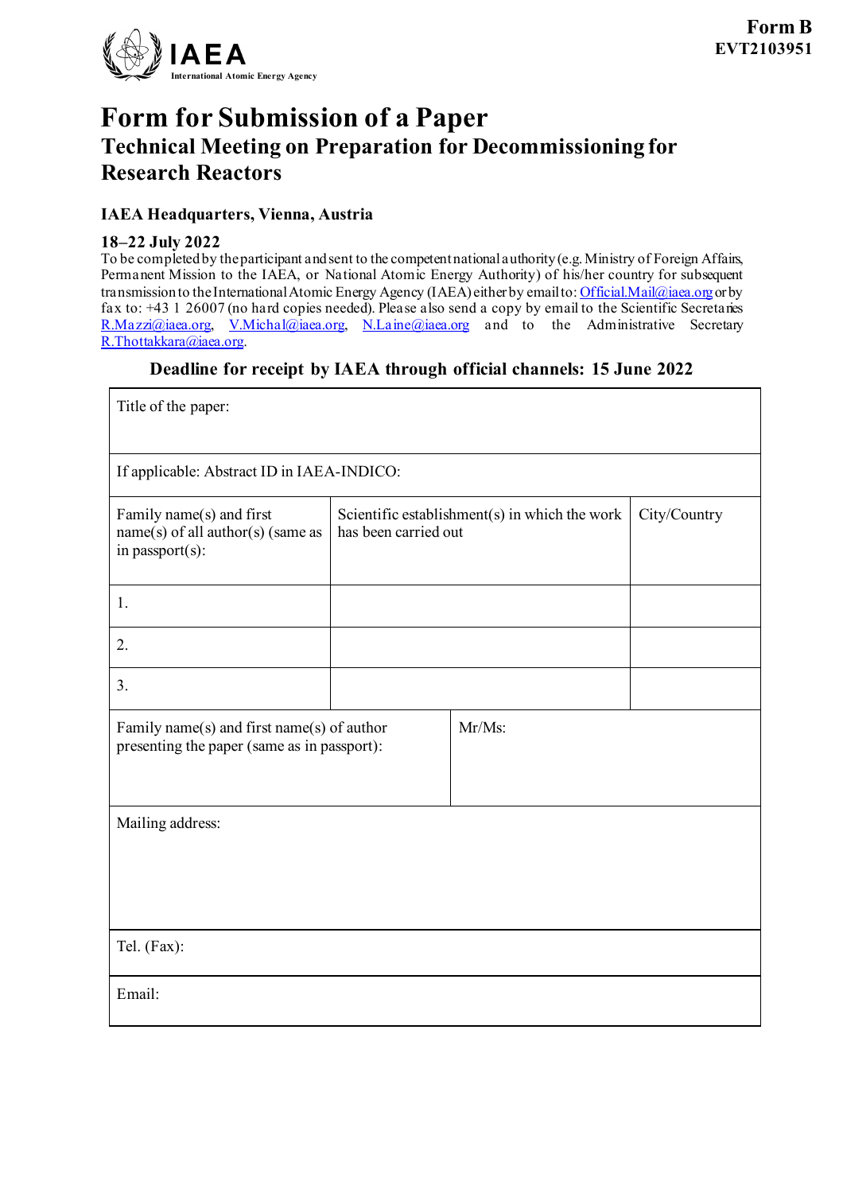**Form B**
**EVT2103951**

IAEA
International Atomic Energy Agency

# Form for Submission of a Paper

## Technical Meeting on Preparation for Decommissioning for Research Reactors

### IAEA Headquarters, Vienna, Austria

### 18–22 July 2022

To be completed by the participant and sent to the competent national authority (e.g. Ministry of Foreign Affairs, Permanent Mission to the IAEA, or National Atomic Energy Authority) of his/her country for subsequent transmission to the International Atomic Energy Agency (IAEA) either by email to: Official.Mail@iaea.org or by fax to: +43 1 26007 (no hard copies needed). Please also send a copy by email to the Scientific Secretaries R.Mazzi@iaea.org, V.Michal@iaea.org, N.Laine@iaea.org and to the Administrative Secretary R.Thottakkara@iaea.org.

**Deadline for receipt by IAEA through official channels: 15 June 2022**

| Title of the paper: | | |
|---|---|---|
| If applicable: Abstract ID in IAEA-INDICO: | | |
| Family name(s) and first name(s) of all author(s) (same as in passport(s): | Scientific establishment(s) in which the work has been carried out | City/Country |
| 1. | | |
| 2. | | |
| 3. | | |
| Family name(s) and first name(s) of author presenting the paper (same as in passport): | Mr/Ms: | |
| Mailing address: | | |
| Tel. (Fax): | | |
| Email: | | |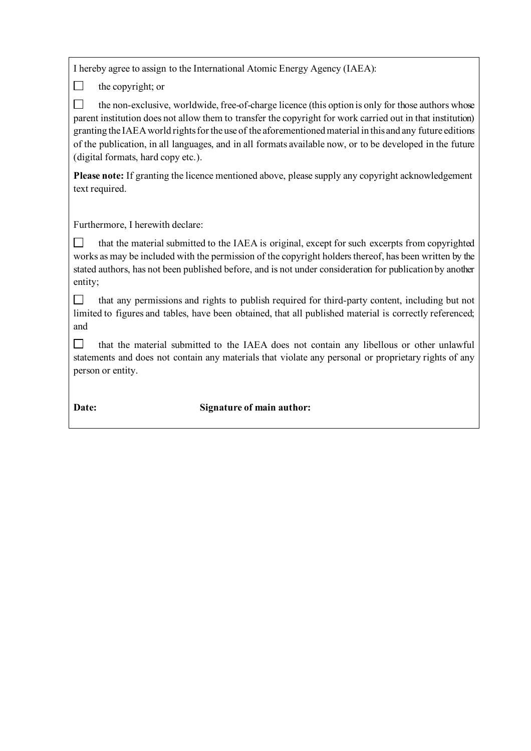I hereby agree to assign to the International Atomic Energy Agency (IAEA):

☐ the copyright; or

☐ the non-exclusive, worldwide, free-of-charge licence (this option is only for those authors whose parent institution does not allow them to transfer the copyright for work carried out in that institution) granting the IAEA world rights for the use of the aforementioned material in this and any future editions of the publication, in all languages, and in all formats available now, or to be developed in the future (digital formats, hard copy etc.).

**Please note:** If granting the licence mentioned above, please supply any copyright acknowledgement text required.

Furthermore, I herewith declare:

☐ that the material submitted to the IAEA is original, except for such excerpts from copyrighted works as may be included with the permission of the copyright holders thereof, has been written by the stated authors, has not been published before, and is not under consideration for publication by another entity;

☐ that any permissions and rights to publish required for third-party content, including but not limited to figures and tables, have been obtained, that all published material is correctly referenced; and

☐ that the material submitted to the IAEA does not contain any libellous or other unlawful statements and does not contain any materials that violate any personal or proprietary rights of any person or entity.

**Date:** **Signature of main author:**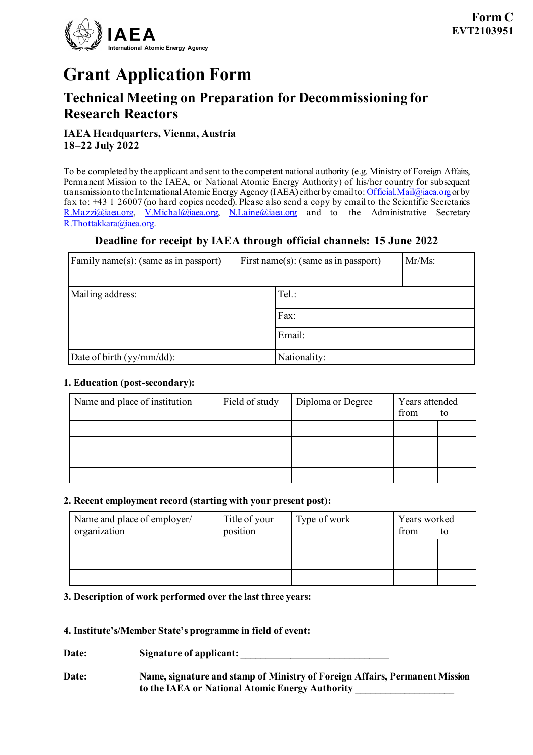IAEA
International Atomic Energy Agency

**Form C**
**EVT2103951**

# Grant Application Form

## Technical Meeting on Preparation for Decommissioning for Research Reactors

### IAEA Headquarters, Vienna, Austria
### 18–22 July 2022

To be completed by the applicant and sent to the competent national authority (e.g. Ministry of Foreign Affairs, Permanent Mission to the IAEA, or National Atomic Energy Authority) of his/her country for subsequent transmission to the International Atomic Energy Agency (IAEA) either by email to: Official.Mail@iaea.org or by fax to: +43 1 26007 (no hard copies needed). Please also send a copy by email to the Scientific Secretaries R.Mazzi@iaea.org, V.Michal@iaea.org, N.Laine@iaea.org and to the Administrative Secretary R.Thottakkara@iaea.org.

**Deadline for receipt by IAEA through official channels: 15 June 2022**

| Family name(s): (same as in passport) | First name(s): (same as in passport) | Mr/Ms: |
|---|---|---|
| Mailing address: | Tel.: | |
| | Fax: | |
| | Email: | |
| Date of birth (yy/mm/dd): | Nationality: | |

**1. Education (post-secondary):**

| Name and place of institution | Field of study | Diploma or Degree | Years attended from | to |
|---|---|---|---|---|
| | | | | |
| | | | | |
| | | | | |
| | | | | |

**2. Recent employment record (starting with your present post):**

| Name and place of employer/ organization | Title of your position | Type of work | Years worked from | to |
|---|---|---|---|---|
| | | | | |
| | | | | |
| | | | | |

**3. Description of work performed over the last three years:**

**4. Institute's/Member State's programme in field of event:**

**Date:** **Signature of applicant:** \_\_\_\_\_\_\_\_\_\_\_\_\_\_\_\_\_\_\_\_\_\_\_\_\_\_\_\_\_\_

**Date:** **Name, signature and stamp of Ministry of Foreign Affairs, Permanent Mission to the IAEA or National Atomic Energy Authority** \_\_\_\_\_\_\_\_\_\_\_\_\_\_\_\_\_\_\_\_